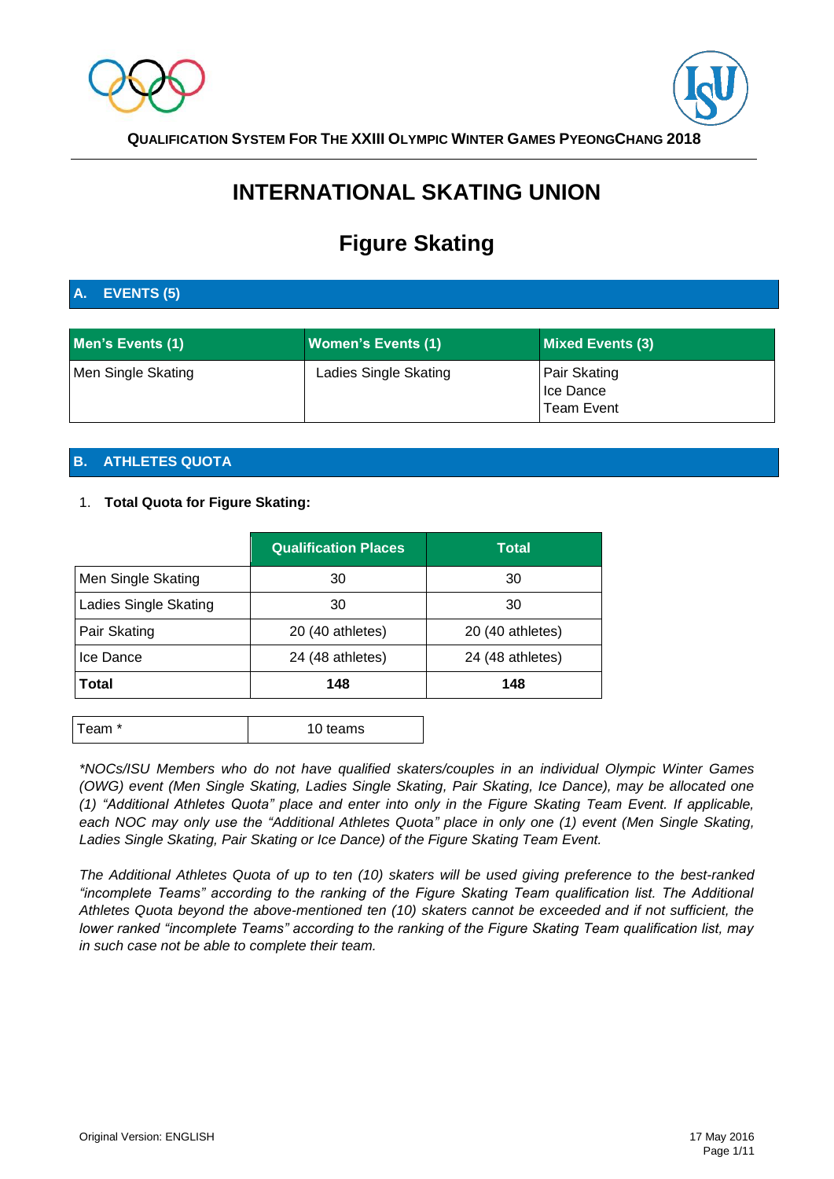# INTERNATIONAL SKATING UNION

## Figure Skating

### A. EVENTS (5)

| Men's Events (1) | Women's Events (1) | Mixed Events (3) |
|---|---|---|
| Men Single Skating | Ladies Single Skating | Pair Skating<br>Ice Dance<br>Team Event |

### B. ATHLETES QUOTA

1. **Total Quota for Figure Skating:**

| | Qualification Places | Total |
|---|---|---|
| Men Single Skating | 30 | 30 |
| Ladies Single Skating | 30 | 30 |
| Pair Skating | 20 (40 athletes) | 20 (40 athletes) |
| Ice Dance | 24 (48 athletes) | 24 (48 athletes) |
| **Total** | **148** | **148** |

| Team * | 10 teams |
|---|---|

*\*NOCs/ISU Members who do not have qualified skaters/couples in an individual Olympic Winter Games (OWG) event (Men Single Skating, Ladies Single Skating, Pair Skating, Ice Dance), may be allocated one (1) "Additional Athletes Quota" place and enter into only in the Figure Skating Team Event. If applicable, each NOC may only use the "Additional Athletes Quota" place in only one (1) event (Men Single Skating, Ladies Single Skating, Pair Skating or Ice Dance) of the Figure Skating Team Event.*

*The Additional Athletes Quota of up to ten (10) skaters will be used giving preference to the best-ranked "incomplete Teams" according to the ranking of the Figure Skating Team qualification list. The Additional Athletes Quota beyond the above-mentioned ten (10) skaters cannot be exceeded and if not sufficient, the lower ranked "incomplete Teams" according to the ranking of the Figure Skating Team qualification list, may in such case not be able to complete their team.*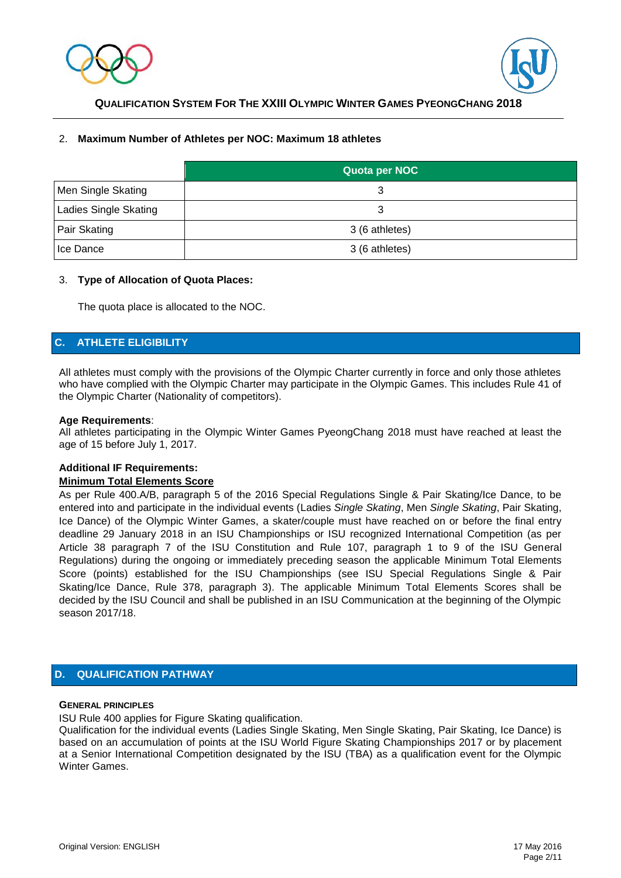2. **Maximum Number of Athletes per NOC: Maximum 18 athletes**

| | Quota per NOC |
|---|---|
| Men Single Skating | 3 |
| Ladies Single Skating | 3 |
| Pair Skating | 3 (6 athletes) |
| Ice Dance | 3 (6 athletes) |

3. **Type of Allocation of Quota Places:**

The quota place is allocated to the NOC.

## C. ATHLETE ELIGIBILITY

All athletes must comply with the provisions of the Olympic Charter currently in force and only those athletes who have complied with the Olympic Charter may participate in the Olympic Games. This includes Rule 41 of the Olympic Charter (Nationality of competitors).

**Age Requirements**:
All athletes participating in the Olympic Winter Games PyeongChang 2018 must have reached at least the age of 15 before July 1, 2017.

**Additional IF Requirements:**
**Minimum Total Elements Score**
As per Rule 400.A/B, paragraph 5 of the 2016 Special Regulations Single & Pair Skating/Ice Dance, to be entered into and participate in the individual events (Ladies *Single Skating*, Men *Single Skating*, Pair Skating, Ice Dance) of the Olympic Winter Games, a skater/couple must have reached on or before the final entry deadline 29 January 2018 in an ISU Championships or ISU recognized International Competition (as per Article 38 paragraph 7 of the ISU Constitution and Rule 107, paragraph 1 to 9 of the ISU General Regulations) during the ongoing or immediately preceding season the applicable Minimum Total Elements Score (points) established for the ISU Championships (see ISU Special Regulations Single & Pair Skating/Ice Dance, Rule 378, paragraph 3). The applicable Minimum Total Elements Scores shall be decided by the ISU Council and shall be published in an ISU Communication at the beginning of the Olympic season 2017/18.

## D. QUALIFICATION PATHWAY

**GENERAL PRINCIPLES**
ISU Rule 400 applies for Figure Skating qualification.
Qualification for the individual events (Ladies Single Skating, Men Single Skating, Pair Skating, Ice Dance) is based on an accumulation of points at the ISU World Figure Skating Championships 2017 or by placement at a Senior International Competition designated by the ISU (TBA) as a qualification event for the Olympic Winter Games.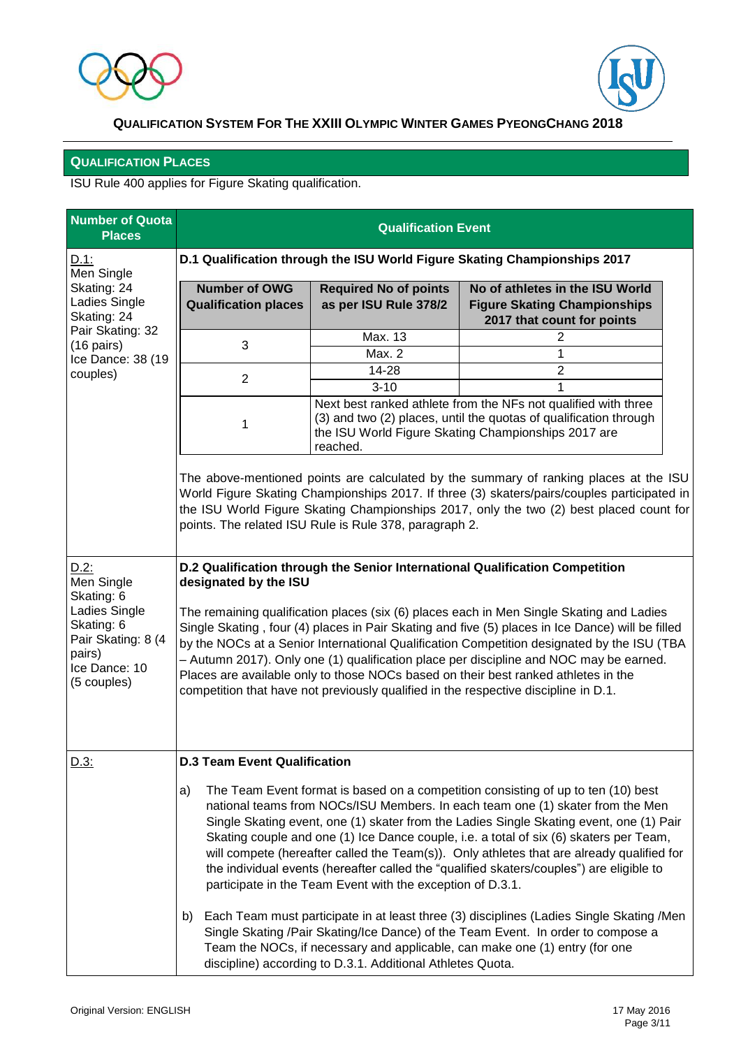## QUALIFICATION PLACES

ISU Rule 400 applies for Figure Skating qualification.

| Number of Quota Places | Qualification Event |
|---|---|
| D.1: Men Single Skating: 24 Ladies Single Skating: 24 Pair Skating: 32 (16 pairs) Ice Dance: 38 (19 couples) | **D.1 Qualification through the ISU World Figure Skating Championships 2017** |

| Number of OWG Qualification places | Required No of points as per ISU Rule 378/2 | No of athletes in the ISU World Figure Skating Championships 2017 that count for points |
|---|---|---|
| 3 | Max. 13 | 2 |
| | Max. 2 | 1 |
| 2 | 14-28 | 2 |
| | 3-10 | 1 |
| 1 | Next best ranked athlete from the NFs not qualified with three (3) and two (2) places, until the quotas of qualification through the ISU World Figure Skating Championships 2017 are reached. | |

The above-mentioned points are calculated by the summary of ranking places at the ISU World Figure Skating Championships 2017. If three (3) skaters/pairs/couples participated in the ISU World Figure Skating Championships 2017, only the two (2) best placed count for points. The related ISU Rule is Rule 378, paragraph 2.

| Number of Quota Places | Qualification Event |
|---|---|
| D.2: Men Single Skating: 6 Ladies Single Skating: 6 Pair Skating: 8 (4 pairs) Ice Dance: 10 (5 couples) | **D.2 Qualification through the Senior International Qualification Competition designated by the ISU**<br><br>The remaining qualification places (six (6) places each in Men Single Skating and Ladies Single Skating , four (4) places in Pair Skating and five (5) places in Ice Dance) will be filled by the NOCs at a Senior International Qualification Competition designated by the ISU (TBA – Autumn 2017). Only one (1) qualification place per discipline and NOC may be earned. Places are available only to those NOCs based on their best ranked athletes in the competition that have not previously qualified in the respective discipline in D.1. |
| D.3: | **D.3 Team Event Qualification**<br><br>a) The Team Event format is based on a competition consisting of up to ten (10) best national teams from NOCs/ISU Members. In each team one (1) skater from the Men Single Skating event, one (1) skater from the Ladies Single Skating event, one (1) Pair Skating couple and one (1) Ice Dance couple, i.e. a total of six (6) skaters per Team, will compete (hereafter called the Team(s)). Only athletes that are already qualified for the individual events (hereafter called the "qualified skaters/couples") are eligible to participate in the Team Event with the exception of D.3.1.<br><br>b) Each Team must participate in at least three (3) disciplines (Ladies Single Skating /Men Single Skating /Pair Skating/Ice Dance) of the Team Event. In order to compose a Team the NOCs, if necessary and applicable, can make one (1) entry (for one discipline) according to D.3.1. Additional Athletes Quota. |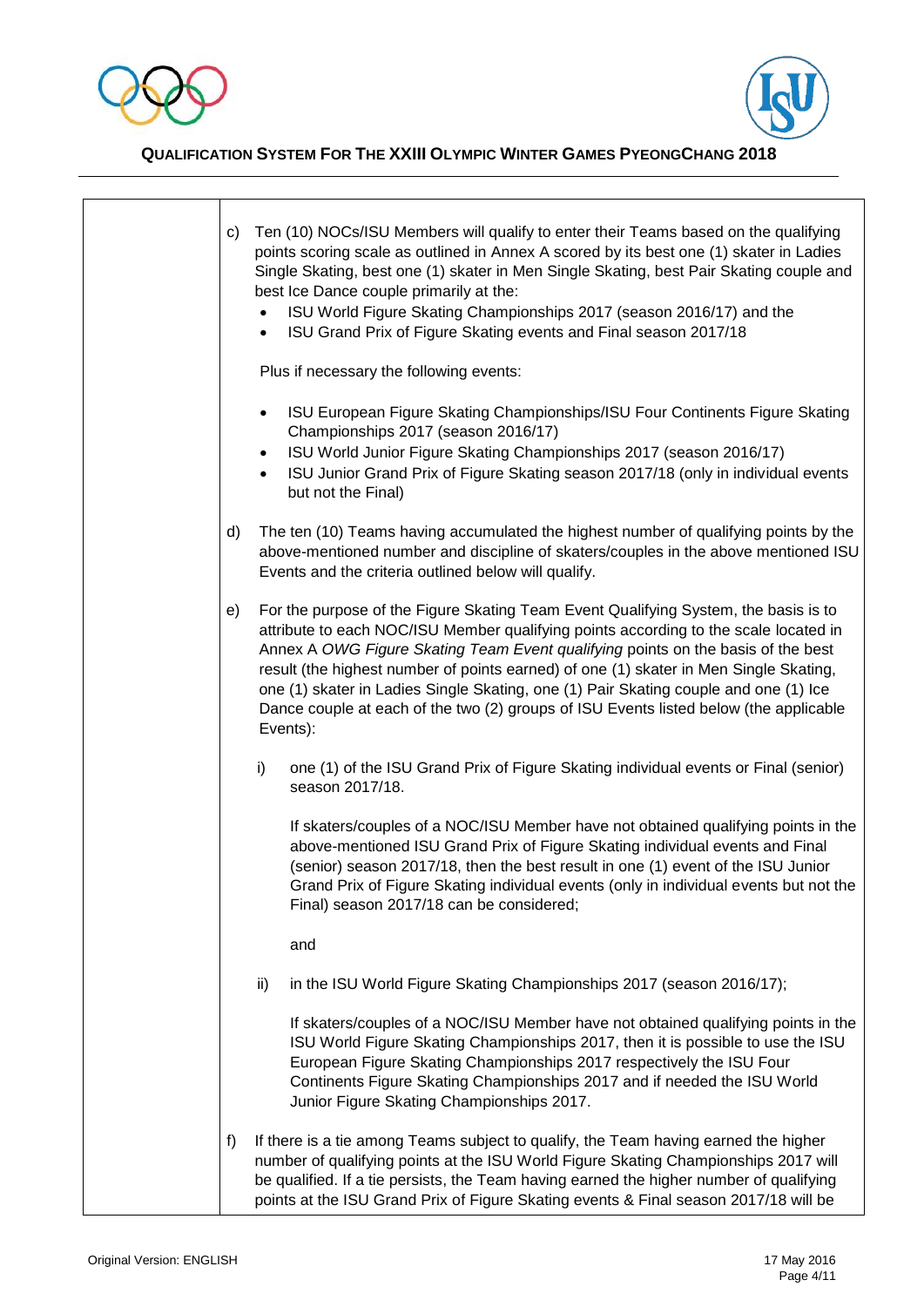c) Ten (10) NOCs/ISU Members will qualify to enter their Teams based on the qualifying points scoring scale as outlined in Annex A scored by its best one (1) skater in Ladies Single Skating, best one (1) skater in Men Single Skating, best Pair Skating couple and best Ice Dance couple primarily at the:

- ISU World Figure Skating Championships 2017 (season 2016/17) and the
- ISU Grand Prix of Figure Skating events and Final season 2017/18

Plus if necessary the following events:

- ISU European Figure Skating Championships/ISU Four Continents Figure Skating Championships 2017 (season 2016/17)
- ISU World Junior Figure Skating Championships 2017 (season 2016/17)
- ISU Junior Grand Prix of Figure Skating season 2017/18 (only in individual events but not the Final)

d) The ten (10) Teams having accumulated the highest number of qualifying points by the above-mentioned number and discipline of skaters/couples in the above mentioned ISU Events and the criteria outlined below will qualify.

e) For the purpose of the Figure Skating Team Event Qualifying System, the basis is to attribute to each NOC/ISU Member qualifying points according to the scale located in Annex A *OWG Figure Skating Team Event qualifying* points on the basis of the best result (the highest number of points earned) of one (1) skater in Men Single Skating, one (1) skater in Ladies Single Skating, one (1) Pair Skating couple and one (1) Ice Dance couple at each of the two (2) groups of ISU Events listed below (the applicable Events):

i) one (1) of the ISU Grand Prix of Figure Skating individual events or Final (senior) season 2017/18.

If skaters/couples of a NOC/ISU Member have not obtained qualifying points in the above-mentioned ISU Grand Prix of Figure Skating individual events and Final (senior) season 2017/18, then the best result in one (1) event of the ISU Junior Grand Prix of Figure Skating individual events (only in individual events but not the Final) season 2017/18 can be considered;

and

ii) in the ISU World Figure Skating Championships 2017 (season 2016/17);

If skaters/couples of a NOC/ISU Member have not obtained qualifying points in the ISU World Figure Skating Championships 2017, then it is possible to use the ISU European Figure Skating Championships 2017 respectively the ISU Four Continents Figure Skating Championships 2017 and if needed the ISU World Junior Figure Skating Championships 2017.

f) If there is a tie among Teams subject to qualify, the Team having earned the higher number of qualifying points at the ISU World Figure Skating Championships 2017 will be qualified. If a tie persists, the Team having earned the higher number of qualifying points at the ISU Grand Prix of Figure Skating events & Final season 2017/18 will be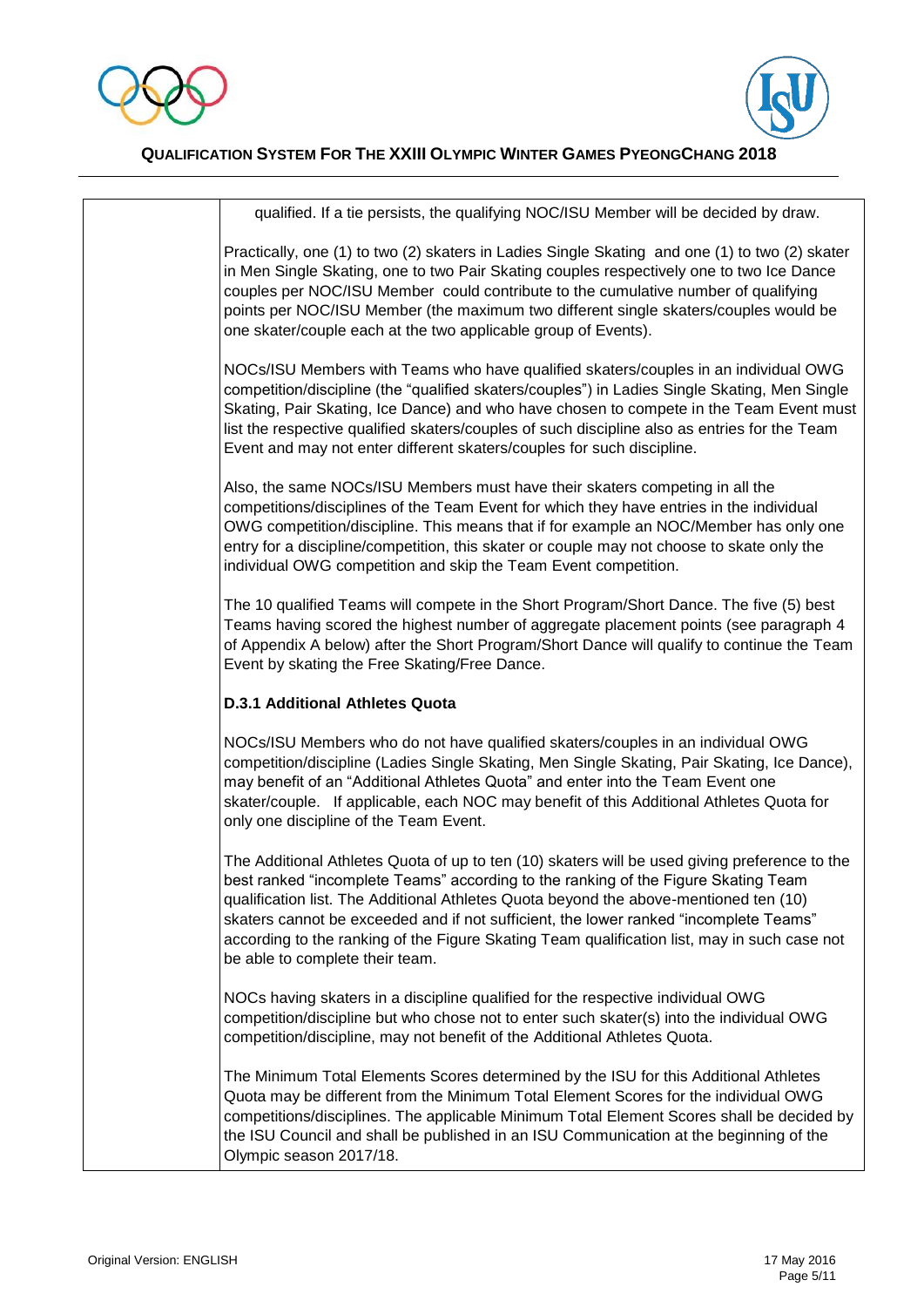qualified. If a tie persists, the qualifying NOC/ISU Member will be decided by draw.

Practically, one (1) to two (2) skaters in Ladies Single Skating and one (1) to two (2) skater in Men Single Skating, one to two Pair Skating couples respectively one to two Ice Dance couples per NOC/ISU Member could contribute to the cumulative number of qualifying points per NOC/ISU Member (the maximum two different single skaters/couples would be one skater/couple each at the two applicable group of Events).

NOCs/ISU Members with Teams who have qualified skaters/couples in an individual OWG competition/discipline (the "qualified skaters/couples") in Ladies Single Skating, Men Single Skating, Pair Skating, Ice Dance) and who have chosen to compete in the Team Event must list the respective qualified skaters/couples of such discipline also as entries for the Team Event and may not enter different skaters/couples for such discipline.

Also, the same NOCs/ISU Members must have their skaters competing in all the competitions/disciplines of the Team Event for which they have entries in the individual OWG competition/discipline. This means that if for example an NOC/Member has only one entry for a discipline/competition, this skater or couple may not choose to skate only the individual OWG competition and skip the Team Event competition.

The 10 qualified Teams will compete in the Short Program/Short Dance. The five (5) best Teams having scored the highest number of aggregate placement points (see paragraph 4 of Appendix A below) after the Short Program/Short Dance will qualify to continue the Team Event by skating the Free Skating/Free Dance.

**D.3.1 Additional Athletes Quota**

NOCs/ISU Members who do not have qualified skaters/couples in an individual OWG competition/discipline (Ladies Single Skating, Men Single Skating, Pair Skating, Ice Dance), may benefit of an "Additional Athletes Quota" and enter into the Team Event one skater/couple. If applicable, each NOC may benefit of this Additional Athletes Quota for only one discipline of the Team Event.

The Additional Athletes Quota of up to ten (10) skaters will be used giving preference to the best ranked "incomplete Teams" according to the ranking of the Figure Skating Team qualification list. The Additional Athletes Quota beyond the above-mentioned ten (10) skaters cannot be exceeded and if not sufficient, the lower ranked "incomplete Teams" according to the ranking of the Figure Skating Team qualification list, may in such case not be able to complete their team.

NOCs having skaters in a discipline qualified for the respective individual OWG competition/discipline but who chose not to enter such skater(s) into the individual OWG competition/discipline, may not benefit of the Additional Athletes Quota.

The Minimum Total Elements Scores determined by the ISU for this Additional Athletes Quota may be different from the Minimum Total Element Scores for the individual OWG competitions/disciplines. The applicable Minimum Total Element Scores shall be decided by the ISU Council and shall be published in an ISU Communication at the beginning of the Olympic season 2017/18.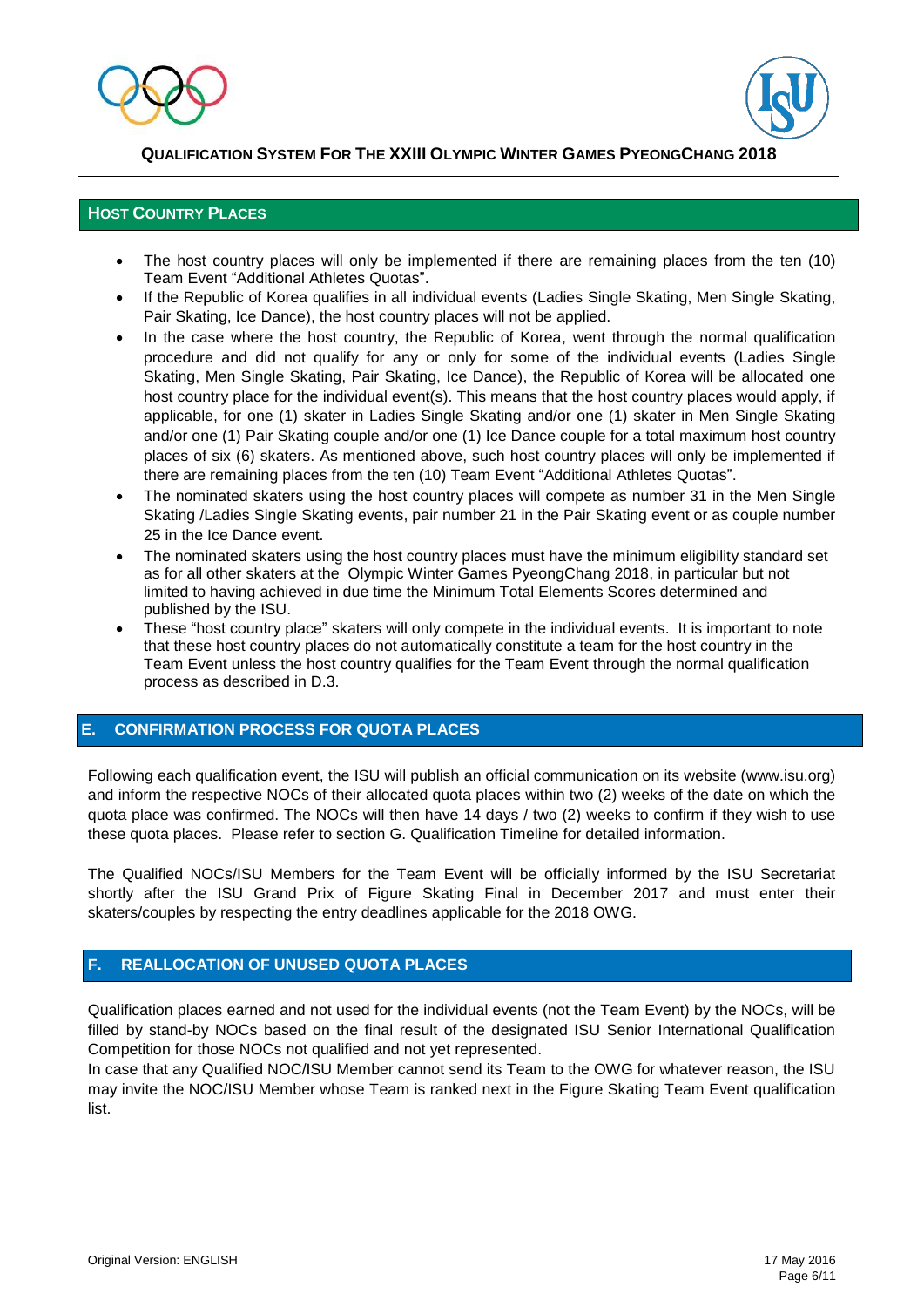## Host Country Places

- The host country places will only be implemented if there are remaining places from the ten (10) Team Event "Additional Athletes Quotas".
- If the Republic of Korea qualifies in all individual events (Ladies Single Skating, Men Single Skating, Pair Skating, Ice Dance), the host country places will not be applied.
- In the case where the host country, the Republic of Korea, went through the normal qualification procedure and did not qualify for any or only for some of the individual events (Ladies Single Skating, Men Single Skating, Pair Skating, Ice Dance), the Republic of Korea will be allocated one host country place for the individual event(s). This means that the host country places would apply, if applicable, for one (1) skater in Ladies Single Skating and/or one (1) skater in Men Single Skating and/or one (1) Pair Skating couple and/or one (1) Ice Dance couple for a total maximum host country places of six (6) skaters. As mentioned above, such host country places will only be implemented if there are remaining places from the ten (10) Team Event "Additional Athletes Quotas".
- The nominated skaters using the host country places will compete as number 31 in the Men Single Skating /Ladies Single Skating events, pair number 21 in the Pair Skating event or as couple number 25 in the Ice Dance event.
- The nominated skaters using the host country places must have the minimum eligibility standard set as for all other skaters at the Olympic Winter Games PyeongChang 2018, in particular but not limited to having achieved in due time the Minimum Total Elements Scores determined and published by the ISU.
- These "host country place" skaters will only compete in the individual events. It is important to note that these host country places do not automatically constitute a team for the host country in the Team Event unless the host country qualifies for the Team Event through the normal qualification process as described in D.3.

## E. CONFIRMATION PROCESS FOR QUOTA PLACES

Following each qualification event, the ISU will publish an official communication on its website (www.isu.org) and inform the respective NOCs of their allocated quota places within two (2) weeks of the date on which the quota place was confirmed. The NOCs will then have 14 days / two (2) weeks to confirm if they wish to use these quota places. Please refer to section G. Qualification Timeline for detailed information.

The Qualified NOCs/ISU Members for the Team Event will be officially informed by the ISU Secretariat shortly after the ISU Grand Prix of Figure Skating Final in December 2017 and must enter their skaters/couples by respecting the entry deadlines applicable for the 2018 OWG.

## F. REALLOCATION OF UNUSED QUOTA PLACES

Qualification places earned and not used for the individual events (not the Team Event) by the NOCs, will be filled by stand-by NOCs based on the final result of the designated ISU Senior International Qualification Competition for those NOCs not qualified and not yet represented.
In case that any Qualified NOC/ISU Member cannot send its Team to the OWG for whatever reason, the ISU may invite the NOC/ISU Member whose Team is ranked next in the Figure Skating Team Event qualification list.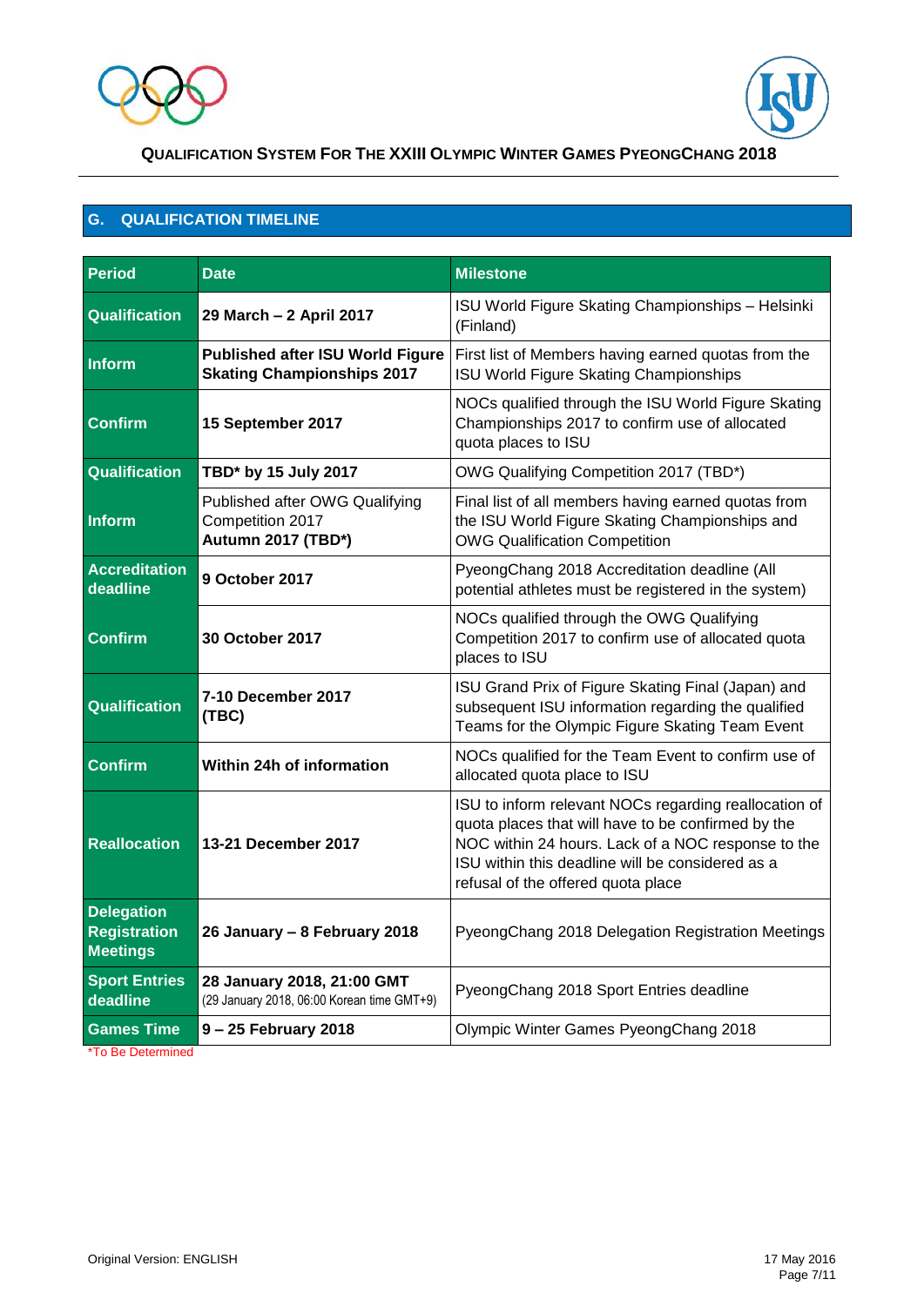## G. QUALIFICATION TIMELINE

| Period | Date | Milestone |
|---|---|---|
| **Qualification** | **29 March – 2 April 2017** | ISU World Figure Skating Championships – Helsinki (Finland) |
| **Inform** | **Published after ISU World Figure Skating Championships 2017** | First list of Members having earned quotas from the ISU World Figure Skating Championships |
| **Confirm** | **15 September 2017** | NOCs qualified through the ISU World Figure Skating Championships 2017 to confirm use of allocated quota places to ISU |
| **Qualification** | **TBD* by 15 July 2017** | OWG Qualifying Competition 2017 (TBD*) |
| **Inform** | Published after OWG Qualifying Competition 2017 **Autumn 2017 (TBD*)** | Final list of all members having earned quotas from the ISU World Figure Skating Championships and OWG Qualification Competition |
| **Accreditation deadline** | **9 October 2017** | PyeongChang 2018 Accreditation deadline (All potential athletes must be registered in the system) |
| **Confirm** | **30 October 2017** | NOCs qualified through the OWG Qualifying Competition 2017 to confirm use of allocated quota places to ISU |
| **Qualification** | **7-10 December 2017 (TBC)** | ISU Grand Prix of Figure Skating Final (Japan) and subsequent ISU information regarding the qualified Teams for the Olympic Figure Skating Team Event |
| **Confirm** | **Within 24h of information** | NOCs qualified for the Team Event to confirm use of allocated quota place to ISU |
| **Reallocation** | **13-21 December 2017** | ISU to inform relevant NOCs regarding reallocation of quota places that will have to be confirmed by the NOC within 24 hours. Lack of a NOC response to the ISU within this deadline will be considered as a refusal of the offered quota place |
| **Delegation Registration Meetings** | **26 January – 8 February 2018** | PyeongChang 2018 Delegation Registration Meetings |
| **Sport Entries deadline** | **28 January 2018, 21:00 GMT** (29 January 2018, 06:00 Korean time GMT+9) | PyeongChang 2018 Sport Entries deadline |
| **Games Time** | **9 – 25 February 2018** | Olympic Winter Games PyeongChang 2018 |

*To Be Determined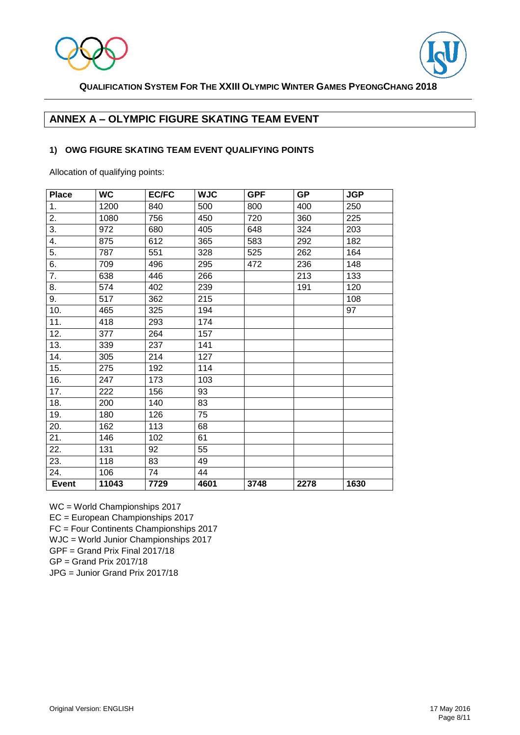## ANNEX A – OLYMPIC FIGURE SKATING TEAM EVENT

### 1) OWG FIGURE SKATING TEAM EVENT QUALIFYING POINTS

Allocation of qualifying points:

| Place | WC | EC/FC | WJC | GPF | GP | JGP |
|---|---|---|---|---|---|---|
| 1. | 1200 | 840 | 500 | 800 | 400 | 250 |
| 2. | 1080 | 756 | 450 | 720 | 360 | 225 |
| 3. | 972 | 680 | 405 | 648 | 324 | 203 |
| 4. | 875 | 612 | 365 | 583 | 292 | 182 |
| 5. | 787 | 551 | 328 | 525 | 262 | 164 |
| 6. | 709 | 496 | 295 | 472 | 236 | 148 |
| 7. | 638 | 446 | 266 | | 213 | 133 |
| 8. | 574 | 402 | 239 | | 191 | 120 |
| 9. | 517 | 362 | 215 | | | 108 |
| 10. | 465 | 325 | 194 | | | 97 |
| 11. | 418 | 293 | 174 | | | |
| 12. | 377 | 264 | 157 | | | |
| 13. | 339 | 237 | 141 | | | |
| 14. | 305 | 214 | 127 | | | |
| 15. | 275 | 192 | 114 | | | |
| 16. | 247 | 173 | 103 | | | |
| 17. | 222 | 156 | 93 | | | |
| 18. | 200 | 140 | 83 | | | |
| 19. | 180 | 126 | 75 | | | |
| 20. | 162 | 113 | 68 | | | |
| 21. | 146 | 102 | 61 | | | |
| 22. | 131 | 92 | 55 | | | |
| 23. | 118 | 83 | 49 | | | |
| 24. | 106 | 74 | 44 | | | |
| **Event** | **11043** | **7729** | **4601** | **3748** | **2278** | **1630** |

WC = World Championships 2017
EC = European Championships 2017
FC = Four Continents Championships 2017
WJC = World Junior Championships 2017
GPF = Grand Prix Final 2017/18
GP = Grand Prix 2017/18
JPG = Junior Grand Prix 2017/18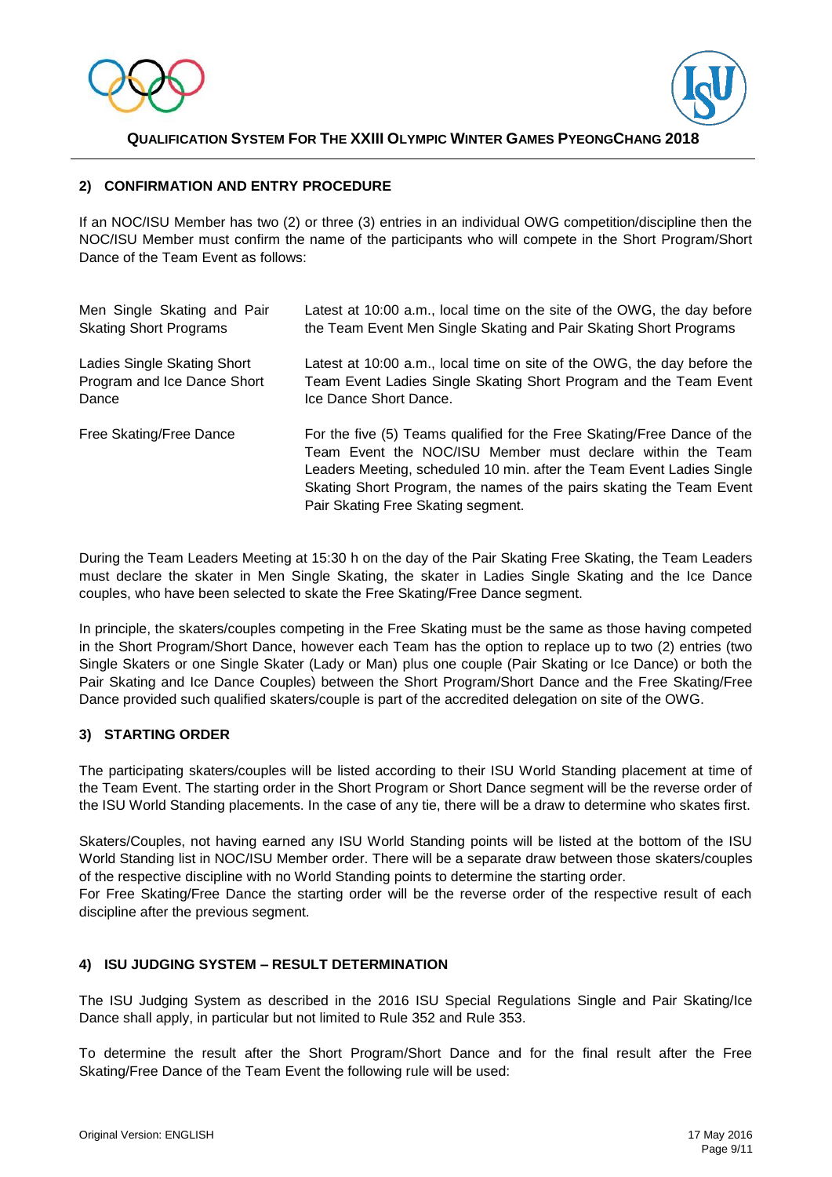## 2) CONFIRMATION AND ENTRY PROCEDURE

If an NOC/ISU Member has two (2) or three (3) entries in an individual OWG competition/discipline then the NOC/ISU Member must confirm the name of the participants who will compete in the Short Program/Short Dance of the Team Event as follows:

| | |
|---|---|
| Men Single Skating and Pair Skating Short Programs | Latest at 10:00 a.m., local time on the site of the OWG, the day before the Team Event Men Single Skating and Pair Skating Short Programs |
| Ladies Single Skating Short Program and Ice Dance Short Dance | Latest at 10:00 a.m., local time on site of the OWG, the day before the Team Event Ladies Single Skating Short Program and the Team Event Ice Dance Short Dance. |
| Free Skating/Free Dance | For the five (5) Teams qualified for the Free Skating/Free Dance of the Team Event the NOC/ISU Member must declare within the Team Leaders Meeting, scheduled 10 min. after the Team Event Ladies Single Skating Short Program, the names of the pairs skating the Team Event Pair Skating Free Skating segment. |

During the Team Leaders Meeting at 15:30 h on the day of the Pair Skating Free Skating, the Team Leaders must declare the skater in Men Single Skating, the skater in Ladies Single Skating and the Ice Dance couples, who have been selected to skate the Free Skating/Free Dance segment.

In principle, the skaters/couples competing in the Free Skating must be the same as those having competed in the Short Program/Short Dance, however each Team has the option to replace up to two (2) entries (two Single Skaters or one Single Skater (Lady or Man) plus one couple (Pair Skating or Ice Dance) or both the Pair Skating and Ice Dance Couples) between the Short Program/Short Dance and the Free Skating/Free Dance provided such qualified skaters/couple is part of the accredited delegation on site of the OWG.

## 3) STARTING ORDER

The participating skaters/couples will be listed according to their ISU World Standing placement at time of the Team Event. The starting order in the Short Program or Short Dance segment will be the reverse order of the ISU World Standing placements. In the case of any tie, there will be a draw to determine who skates first.

Skaters/Couples, not having earned any ISU World Standing points will be listed at the bottom of the ISU World Standing list in NOC/ISU Member order. There will be a separate draw between those skaters/couples of the respective discipline with no World Standing points to determine the starting order.

For Free Skating/Free Dance the starting order will be the reverse order of the respective result of each discipline after the previous segment.

## 4) ISU JUDGING SYSTEM – RESULT DETERMINATION

The ISU Judging System as described in the 2016 ISU Special Regulations Single and Pair Skating/Ice Dance shall apply, in particular but not limited to Rule 352 and Rule 353.

To determine the result after the Short Program/Short Dance and for the final result after the Free Skating/Free Dance of the Team Event the following rule will be used: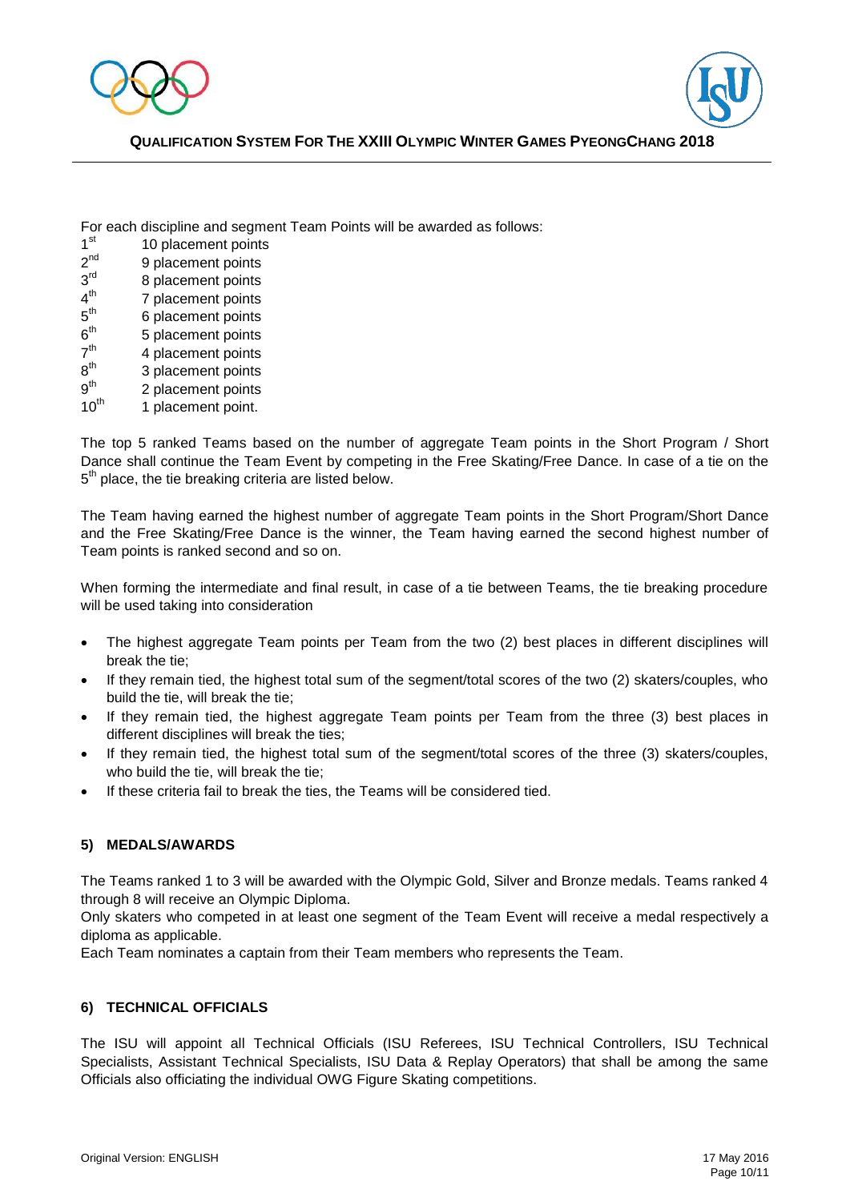For each discipline and segment Team Points will be awarded as follows:

1st 10 placement points
2nd 9 placement points
3rd 8 placement points
4th 7 placement points
5th 6 placement points
6th 5 placement points
7th 4 placement points
8th 3 placement points
9th 2 placement points
10th 1 placement point.

The top 5 ranked Teams based on the number of aggregate Team points in the Short Program / Short Dance shall continue the Team Event by competing in the Free Skating/Free Dance. In case of a tie on the 5th place, the tie breaking criteria are listed below.

The Team having earned the highest number of aggregate Team points in the Short Program/Short Dance and the Free Skating/Free Dance is the winner, the Team having earned the second highest number of Team points is ranked second and so on.

When forming the intermediate and final result, in case of a tie between Teams, the tie breaking procedure will be used taking into consideration

- The highest aggregate Team points per Team from the two (2) best places in different disciplines will break the tie;
- If they remain tied, the highest total sum of the segment/total scores of the two (2) skaters/couples, who build the tie, will break the tie;
- If they remain tied, the highest aggregate Team points per Team from the three (3) best places in different disciplines will break the ties;
- If they remain tied, the highest total sum of the segment/total scores of the three (3) skaters/couples, who build the tie, will break the tie;
- If these criteria fail to break the ties, the Teams will be considered tied.

## 5) MEDALS/AWARDS

The Teams ranked 1 to 3 will be awarded with the Olympic Gold, Silver and Bronze medals. Teams ranked 4 through 8 will receive an Olympic Diploma.
Only skaters who competed in at least one segment of the Team Event will receive a medal respectively a diploma as applicable.
Each Team nominates a captain from their Team members who represents the Team.

## 6) TECHNICAL OFFICIALS

The ISU will appoint all Technical Officials (ISU Referees, ISU Technical Controllers, ISU Technical Specialists, Assistant Technical Specialists, ISU Data & Replay Operators) that shall be among the same Officials also officiating the individual OWG Figure Skating competitions.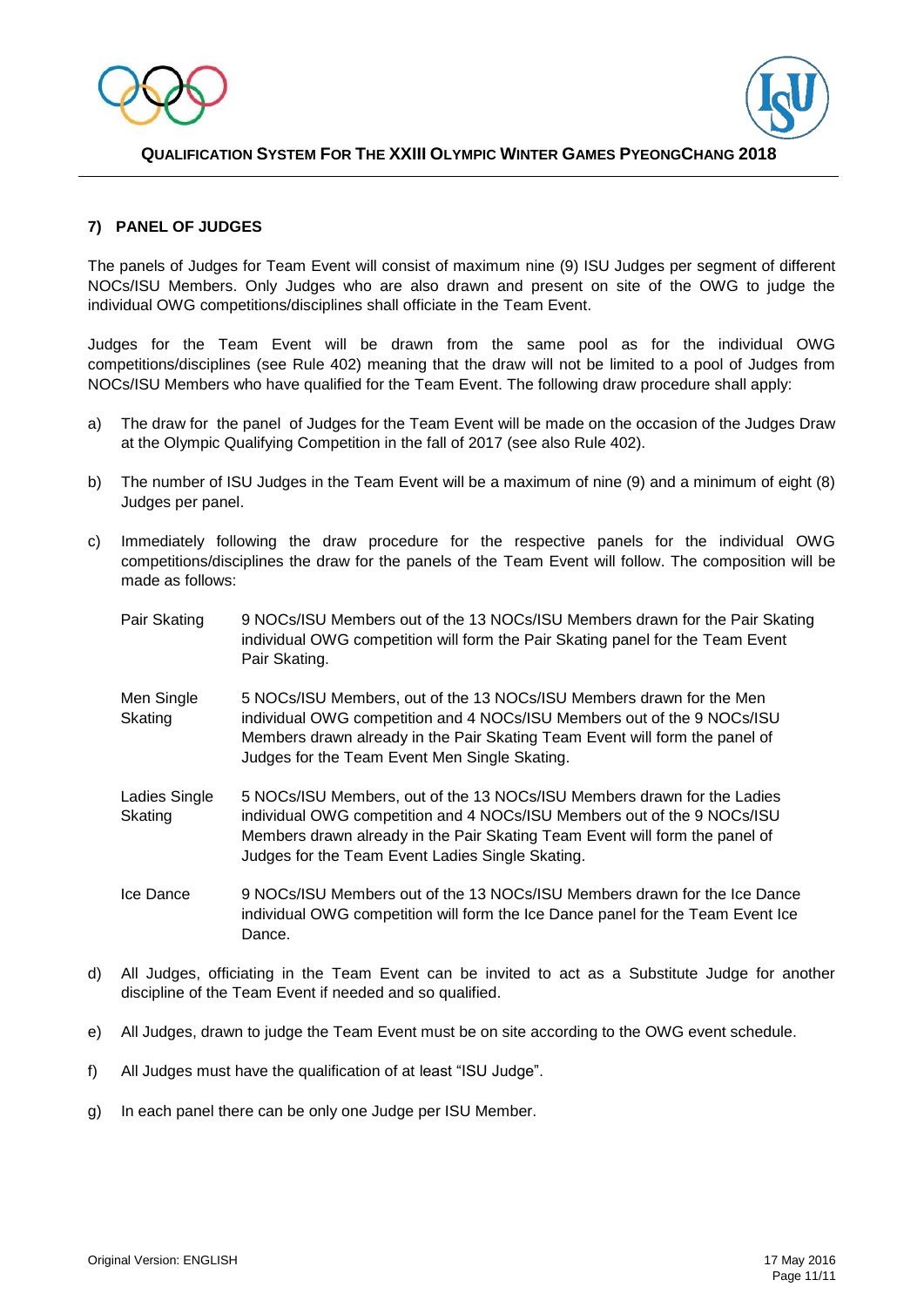## 7) PANEL OF JUDGES

The panels of Judges for Team Event will consist of maximum nine (9) ISU Judges per segment of different NOCs/ISU Members. Only Judges who are also drawn and present on site of the OWG to judge the individual OWG competitions/disciplines shall officiate in the Team Event.

Judges for the Team Event will be drawn from the same pool as for the individual OWG competitions/disciplines (see Rule 402) meaning that the draw will not be limited to a pool of Judges from NOCs/ISU Members who have qualified for the Team Event. The following draw procedure shall apply:

a) The draw for the panel of Judges for the Team Event will be made on the occasion of the Judges Draw at the Olympic Qualifying Competition in the fall of 2017 (see also Rule 402).

b) The number of ISU Judges in the Team Event will be a maximum of nine (9) and a minimum of eight (8) Judges per panel.

c) Immediately following the draw procedure for the respective panels for the individual OWG competitions/disciplines the draw for the panels of the Team Event will follow. The composition will be made as follows:

| | |
|---|---|
| Pair Skating | 9 NOCs/ISU Members out of the 13 NOCs/ISU Members drawn for the Pair Skating individual OWG competition will form the Pair Skating panel for the Team Event Pair Skating. |
| Men Single Skating | 5 NOCs/ISU Members, out of the 13 NOCs/ISU Members drawn for the Men individual OWG competition and 4 NOCs/ISU Members out of the 9 NOCs/ISU Members drawn already in the Pair Skating Team Event will form the panel of Judges for the Team Event Men Single Skating. |
| Ladies Single Skating | 5 NOCs/ISU Members, out of the 13 NOCs/ISU Members drawn for the Ladies individual OWG competition and 4 NOCs/ISU Members out of the 9 NOCs/ISU Members drawn already in the Pair Skating Team Event will form the panel of Judges for the Team Event Ladies Single Skating. |
| Ice Dance | 9 NOCs/ISU Members out of the 13 NOCs/ISU Members drawn for the Ice Dance individual OWG competition will form the Ice Dance panel for the Team Event Ice Dance. |

d) All Judges, officiating in the Team Event can be invited to act as a Substitute Judge for another discipline of the Team Event if needed and so qualified.

e) All Judges, drawn to judge the Team Event must be on site according to the OWG event schedule.

f) All Judges must have the qualification of at least "ISU Judge".

g) In each panel there can be only one Judge per ISU Member.